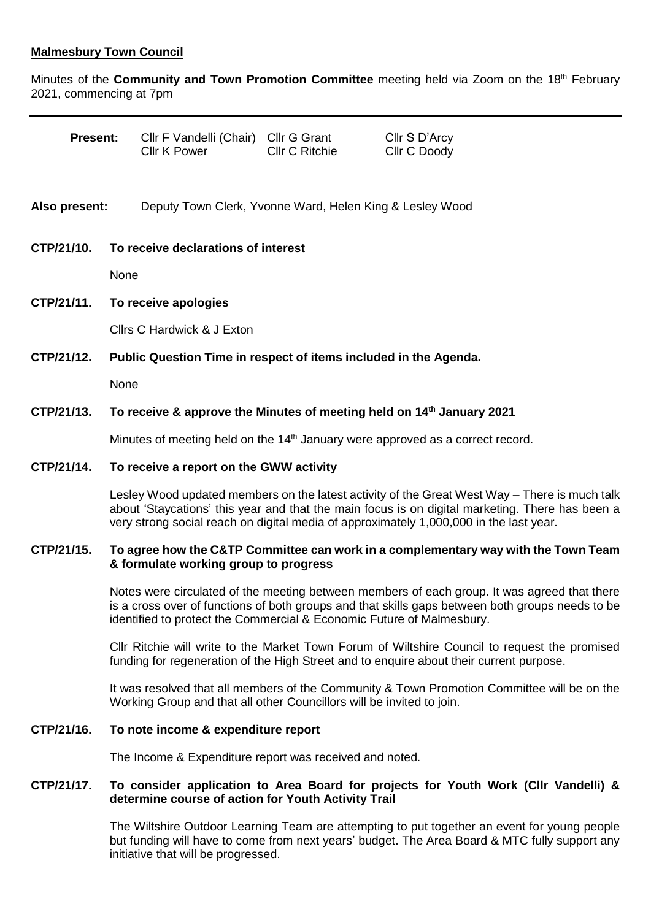**Malmesbury Town Council**

Minutes of the **Community and Town Promotion Committee** meeting held via Zoom on the 18th February 2021, commencing at 7pm

---

| **Present:** | Cllr F Vandelli (Chair) | Cllr G Grant | Cllr S D'Arcy |
|---|---|---|---|
| | Cllr K Power | Cllr C Ritchie | Cllr C Doody |

**Also present:** Deputy Town Clerk, Yvonne Ward, Helen King & Lesley Wood

**CTP/21/10. To receive declarations of interest**

None

**CTP/21/11. To receive apologies**

Cllrs C Hardwick & J Exton

**CTP/21/12. Public Question Time in respect of items included in the Agenda.**

None

**CTP/21/13. To receive & approve the Minutes of meeting held on 14th January 2021**

Minutes of meeting held on the 14th January were approved as a correct record.

**CTP/21/14. To receive a report on the GWW activity**

Lesley Wood updated members on the latest activity of the Great West Way – There is much talk about 'Staycations' this year and that the main focus is on digital marketing. There has been a very strong social reach on digital media of approximately 1,000,000 in the last year.

**CTP/21/15. To agree how the C&TP Committee can work in a complementary way with the Town Team & formulate working group to progress**

Notes were circulated of the meeting between members of each group. It was agreed that there is a cross over of functions of both groups and that skills gaps between both groups needs to be identified to protect the Commercial & Economic Future of Malmesbury.

Cllr Ritchie will write to the Market Town Forum of Wiltshire Council to request the promised funding for regeneration of the High Street and to enquire about their current purpose.

It was resolved that all members of the Community & Town Promotion Committee will be on the Working Group and that all other Councillors will be invited to join.

**CTP/21/16. To note income & expenditure report**

The Income & Expenditure report was received and noted.

**CTP/21/17. To consider application to Area Board for projects for Youth Work (Cllr Vandelli) & determine course of action for Youth Activity Trail**

The Wiltshire Outdoor Learning Team are attempting to put together an event for young people but funding will have to come from next years' budget. The Area Board & MTC fully support any initiative that will be progressed.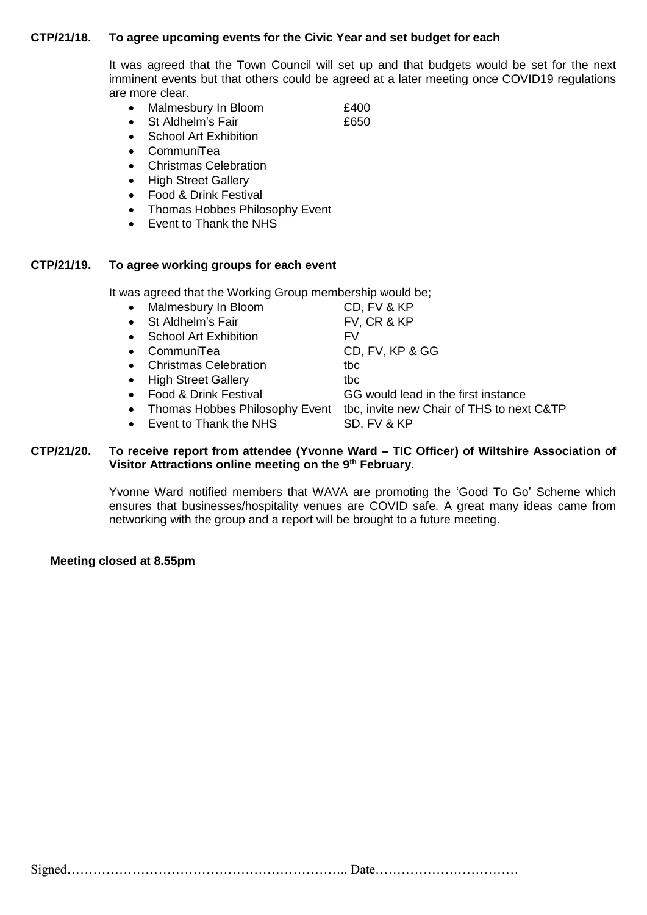**CTP/21/18. To agree upcoming events for the Civic Year and set budget for each**

It was agreed that the Town Council will set up and that budgets would be set for the next imminent events but that others could be agreed at a later meeting once COVID19 regulations are more clear.

- Malmesbury In Bloom £400
- St Aldhelm's Fair £650
- School Art Exhibition
- CommuniTea
- Christmas Celebration
- High Street Gallery
- Food & Drink Festival
- Thomas Hobbes Philosophy Event
- Event to Thank the NHS

**CTP/21/19. To agree working groups for each event**

It was agreed that the Working Group membership would be;

- Malmesbury In Bloom CD, FV & KP
- St Aldhelm's Fair FV, CR & KP
- School Art Exhibition FV
- CommuniTea CD, FV, KP & GG
- Christmas Celebration tbc
- High Street Gallery tbc
- Food & Drink Festival GG would lead in the first instance
- Thomas Hobbes Philosophy Event tbc, invite new Chair of THS to next C&TP
- Event to Thank the NHS SD, FV & KP

**CTP/21/20. To receive report from attendee (Yvonne Ward – TIC Officer) of Wiltshire Association of Visitor Attractions online meeting on the 9th February.**

Yvonne Ward notified members that WAVA are promoting the 'Good To Go' Scheme which ensures that businesses/hospitality venues are COVID safe. A great many ideas came from networking with the group and a report will be brought to a future meeting.

**Meeting closed at 8.55pm**

Signed……………………………………………………….. Date……………………………